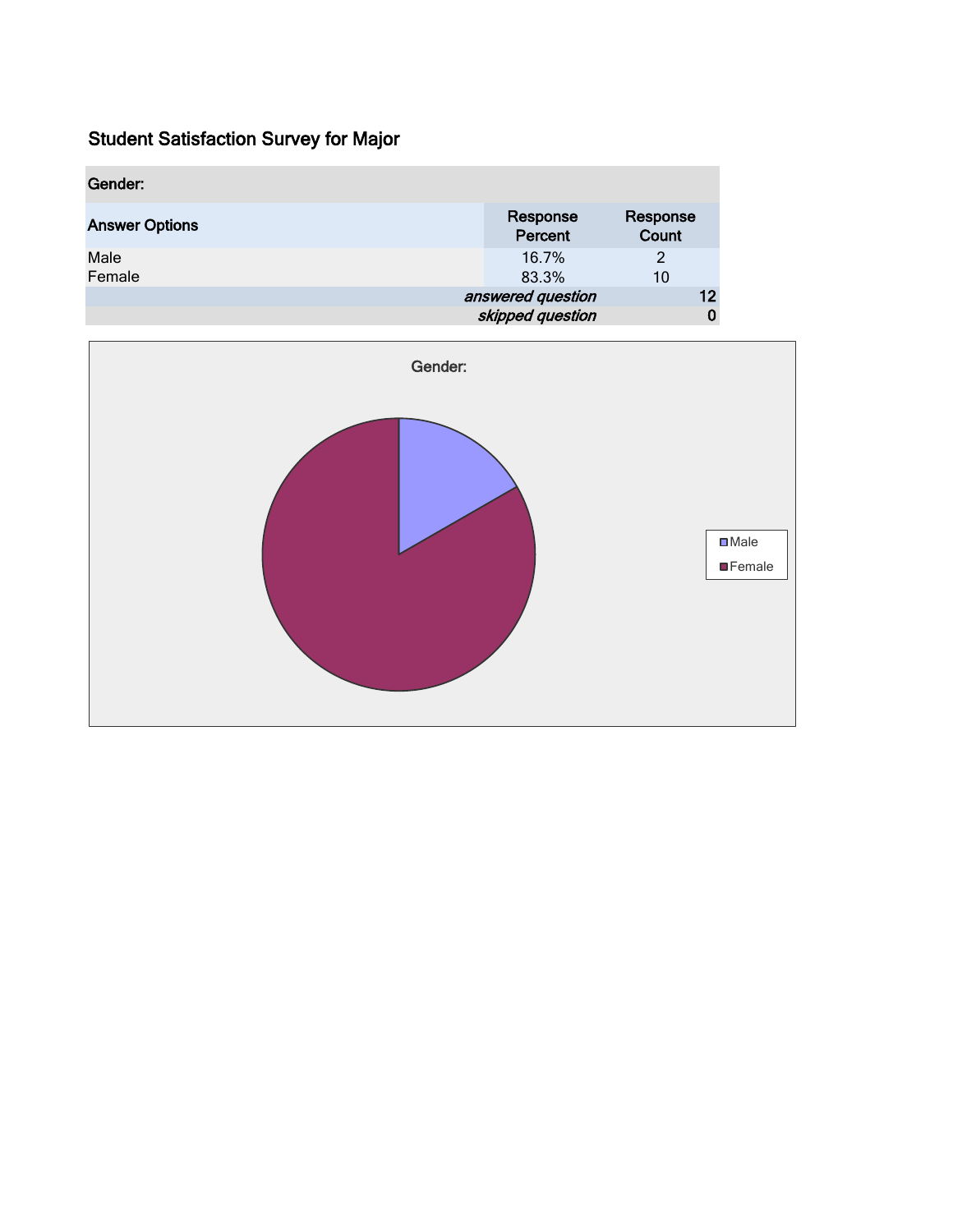# Student Satisfaction Survey for Major

| Gender: | | |
|---|---|---|
| **Answer Options** | **Response Percent** | **Response Count** |
| Male | 16.7% | 2 |
| Female | 83.3% | 10 |
| | *answered question* | 12 |
| | *skipped question* | 0 |

Gender:

Male

Female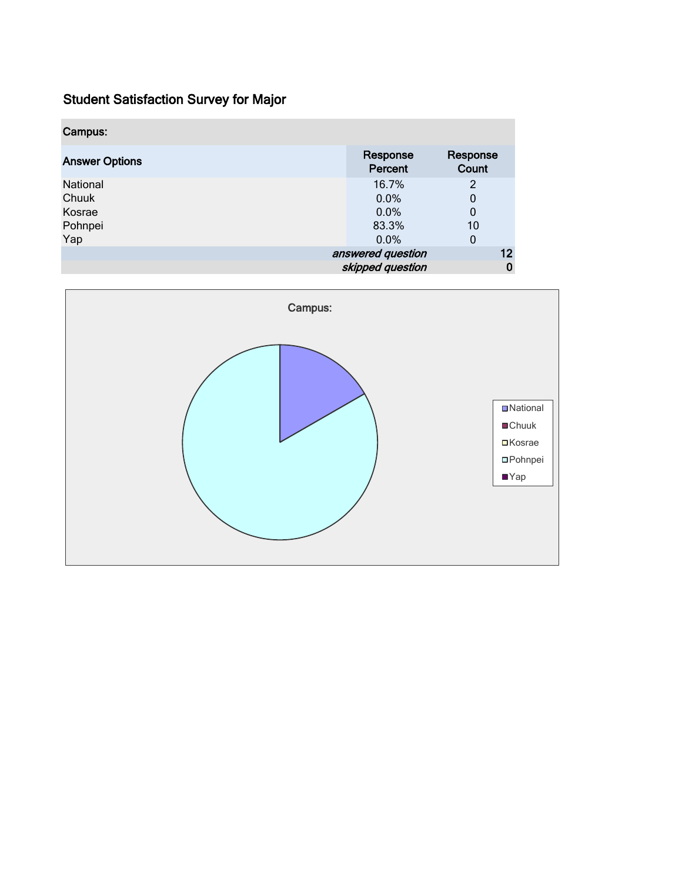## Student Satisfaction Survey for Major

| Campus: | | |
|---|---|---|
| **Answer Options** | **Response Percent** | **Response Count** |
| National | 16.7% | 2 |
| Chuuk | 0.0% | 0 |
| Kosrae | 0.0% | 0 |
| Pohnpei | 83.3% | 10 |
| Yap | 0.0% | 0 |
| | *answered question* | **12** |
| | *skipped question* | **0** |

Campus:

National
Chuuk
Kosrae
Pohnpei
Yap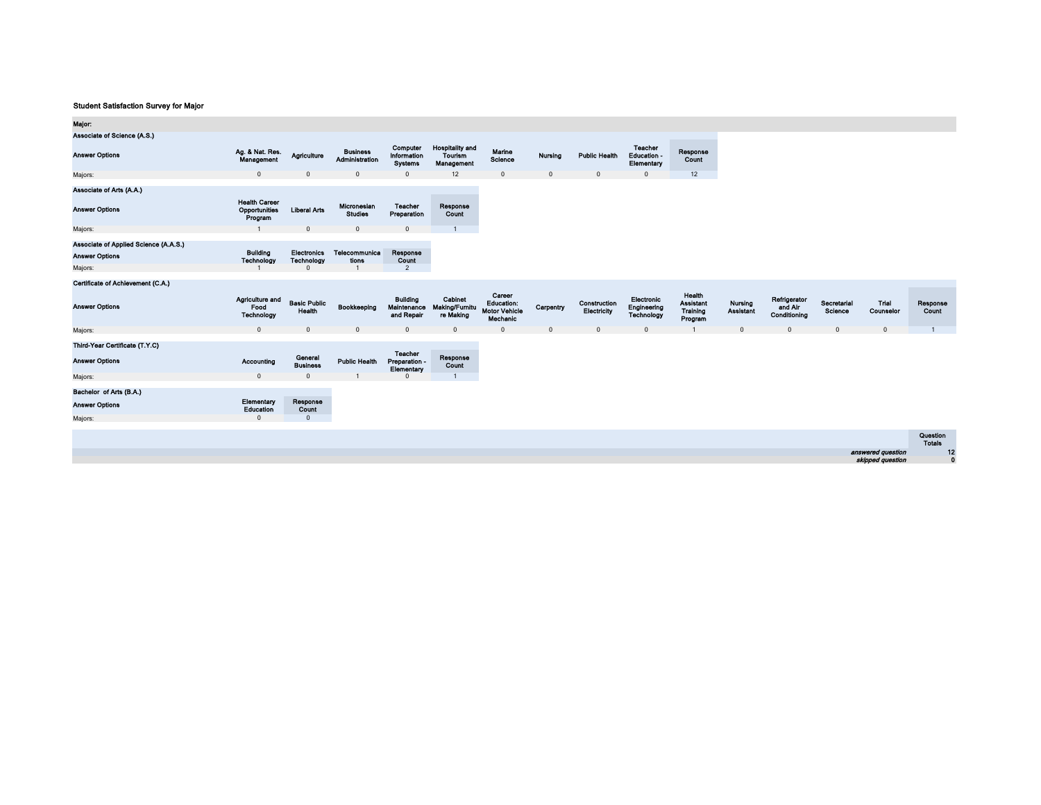**Student Satisfaction Survey for Major**

**Major:**

**Associate of Science (A.S.)**

| Answer Options | Ag. & Nat. Res. Management | Agriculture | Business Administration | Computer Information Systems | Hospitality and Tourism Management | Marine Science | Nursing | Public Health | Teacher Education - Elementary | Response Count |
|---|---|---|---|---|---|---|---|---|---|---|
| Majors: | 0 | 0 | 0 | 0 | 12 | 0 | 0 | 0 | 0 | 12 |

**Associate of Arts (A.A.)**

| Answer Options | Health Career Opportunities Program | Liberal Arts | Micronesian Studies | Teacher Preparation | Response Count |
|---|---|---|---|---|---|
| Majors: | 1 | 0 | 0 | 0 | 1 |

**Associate of Applied Science (A.A.S.)**

| Answer Options | Building Technology | Electronics Technology | Telecommunications | Response Count |
|---|---|---|---|---|
| Majors: | 1 | 0 | 1 | 2 |

**Certificate of Achievement (C.A.)**

| Answer Options | Agriculture and Food Technology | Basic Public Health | Bookkeeping | Building Maintenance and Repair | Cabinet Making/Furniture Making | Career Education: Motor Vehicle Mechanic | Carpentry | Construction Electricity | Electronic Engineering Technology | Health Assistant Training Program | Nursing Assistant | Refrigerator and Air Conditioning | Secretarial Science | Trial Counselor | Response Count |
|---|---|---|---|---|---|---|---|---|---|---|---|---|---|---|---|
| Majors: | 0 | 0 | 0 | 0 | 0 | 0 | 0 | 0 | 0 | 1 | 0 | 0 | 0 | 0 | 1 |

**Third-Year Certificate (T.Y.C)**

| Answer Options | Accounting | General Business | Public Health | Teacher Preparation - Elementary | Response Count |
|---|---|---|---|---|---|
| Majors: | 0 | 0 | 1 | 0 | 1 |

**Bachelor of Arts (B.A.)**

| Answer Options | Elementary Education | Response Count |
|---|---|---|
| Majors: | 0 | 0 |

| | Question Totals |
|---|---|
| *answered question* | 12 |
| *skipped question* | 0 |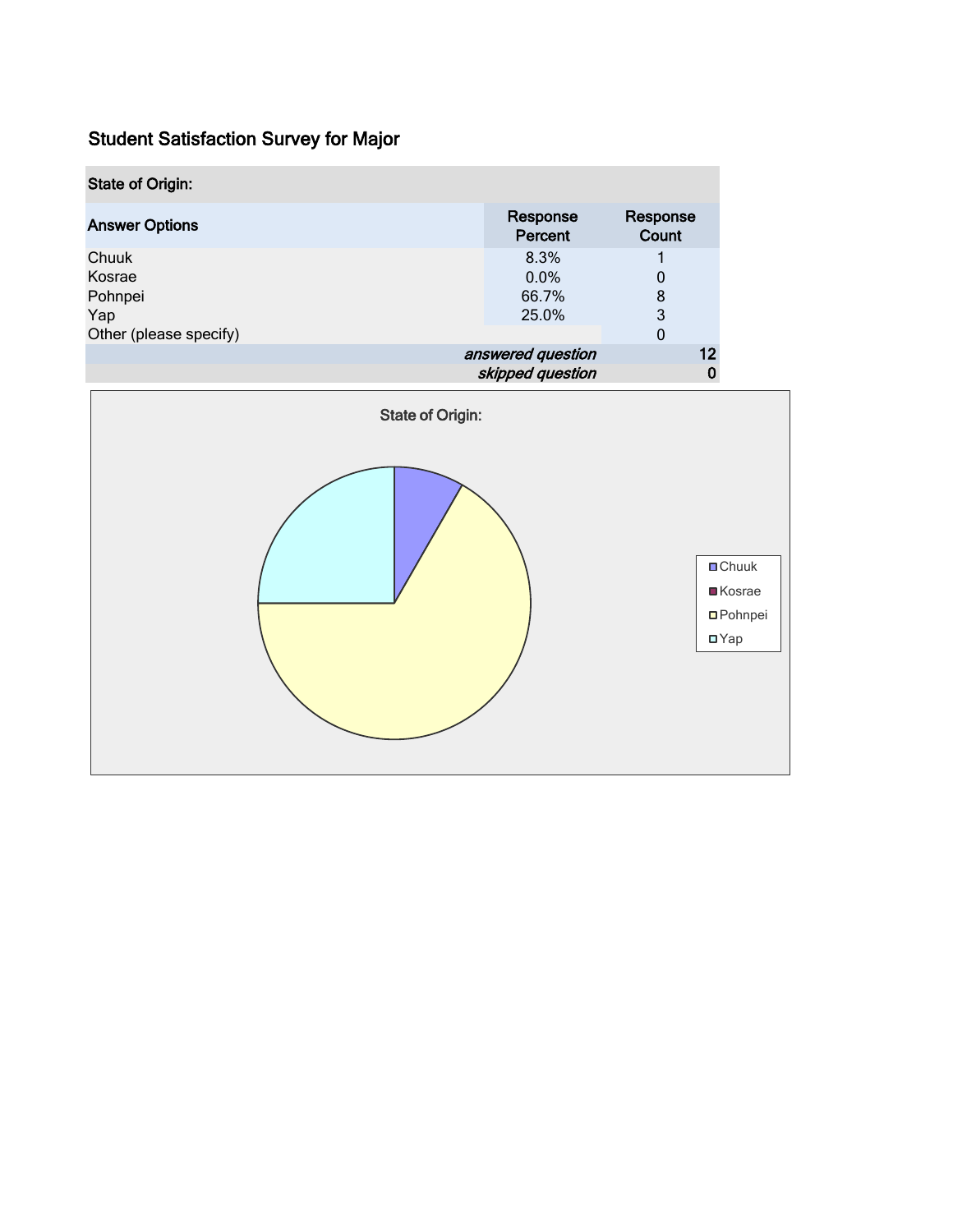## Student Satisfaction Survey for Major

| State of Origin: | | |
|---|---|---|
| **Answer Options** | **Response Percent** | **Response Count** |
| Chuuk | 8.3% | 1 |
| Kosrae | 0.0% | 0 |
| Pohnpei | 66.7% | 8 |
| Yap | 25.0% | 3 |
| Other (please specify) | | 0 |
| | *answered question* | **12** |
| | *skipped question* | **0** |

State of Origin:

- Chuuk
- Kosrae
- Pohnpei
- Yap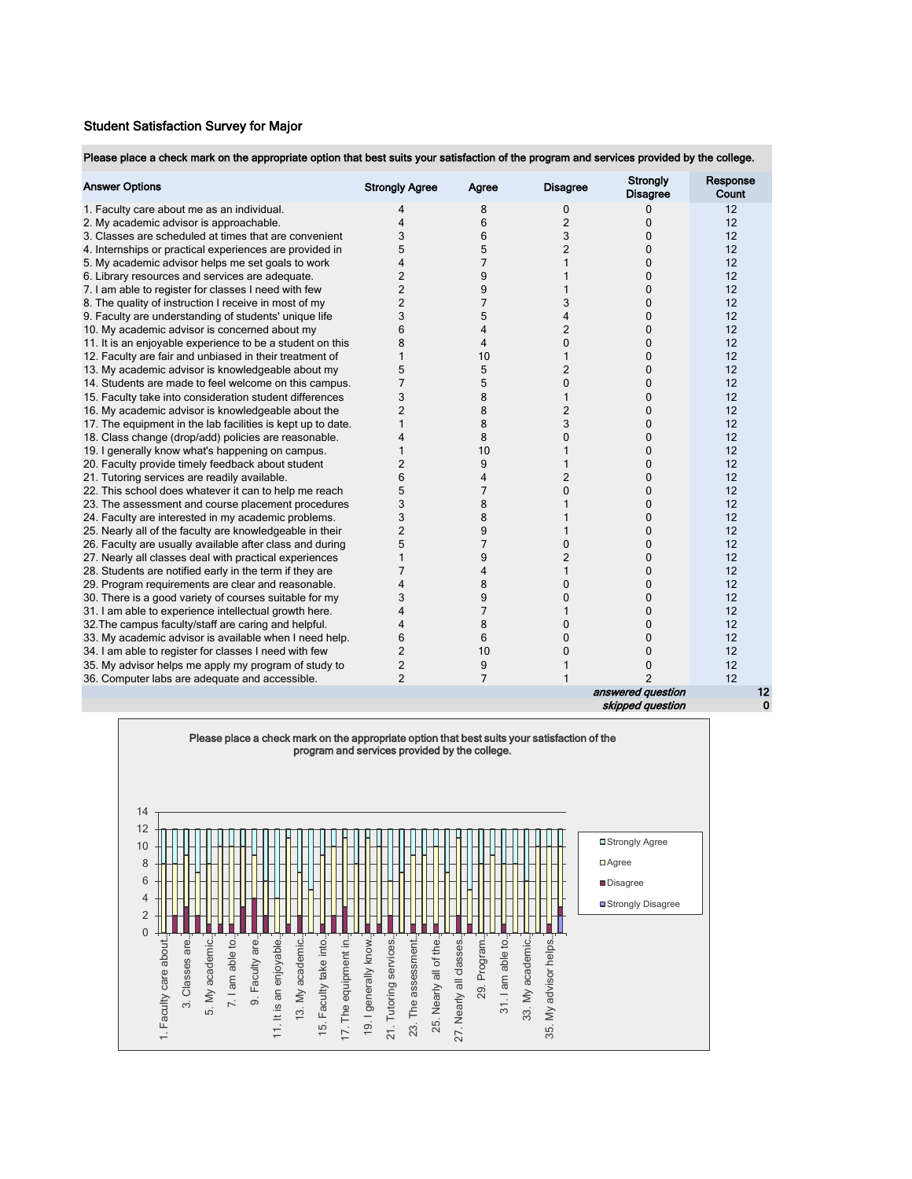### Student Satisfaction Survey for Major

| Please place a check mark on the appropriate option that best suits your satisfaction of the program and services provided by the college. | | | | | |
|---|---|---|---|---|---|
| **Answer Options** | **Strongly Agree** | **Agree** | **Disagree** | **Strongly Disagree** | **Response Count** |
| 1. Faculty care about me as an individual. | 4 | 8 | 0 | 0 | 12 |
| 2. My academic advisor is approachable. | 4 | 6 | 2 | 0 | 12 |
| 3. Classes are scheduled at times that are convenient | 3 | 6 | 3 | 0 | 12 |
| 4. Internships or practical experiences are provided in | 5 | 5 | 2 | 0 | 12 |
| 5. My academic advisor helps me set goals to work | 4 | 7 | 1 | 0 | 12 |
| 6. Library resources and services are adequate. | 2 | 9 | 1 | 0 | 12 |
| 7. I am able to register for classes I need with few | 2 | 9 | 1 | 0 | 12 |
| 8. The quality of instruction I receive in most of my | 2 | 7 | 3 | 0 | 12 |
| 9. Faculty are understanding of students' unique life | 3 | 5 | 4 | 0 | 12 |
| 10. My academic advisor is concerned about my | 6 | 4 | 2 | 0 | 12 |
| 11. It is an enjoyable experience to be a student on this | 8 | 4 | 0 | 0 | 12 |
| 12. Faculty are fair and unbiased in their treatment of | 1 | 10 | 1 | 0 | 12 |
| 13. My academic advisor is knowledgeable about my | 5 | 5 | 2 | 0 | 12 |
| 14. Students are made to feel welcome on this campus. | 7 | 5 | 0 | 0 | 12 |
| 15. Faculty take into consideration student differences | 3 | 8 | 1 | 0 | 12 |
| 16. My academic advisor is knowledgeable about the | 2 | 8 | 2 | 0 | 12 |
| 17. The equipment in the lab facilities is kept up to date. | 1 | 8 | 3 | 0 | 12 |
| 18. Class change (drop/add) policies are reasonable. | 4 | 8 | 0 | 0 | 12 |
| 19. I generally know what's happening on campus. | 1 | 10 | 1 | 0 | 12 |
| 20. Faculty provide timely feedback about student | 2 | 9 | 1 | 0 | 12 |
| 21. Tutoring services are readily available. | 6 | 4 | 2 | 0 | 12 |
| 22. This school does whatever it can to help me reach | 5 | 7 | 0 | 0 | 12 |
| 23. The assessment and course placement procedures | 3 | 8 | 1 | 0 | 12 |
| 24. Faculty are interested in my academic problems. | 3 | 8 | 1 | 0 | 12 |
| 25. Nearly all of the faculty are knowledgeable in their | 2 | 9 | 1 | 0 | 12 |
| 26. Faculty are usually available after class and during | 5 | 7 | 0 | 0 | 12 |
| 27. Nearly all classes deal with practical experiences | 1 | 9 | 2 | 0 | 12 |
| 28. Students are notified early in the term if they are | 7 | 4 | 1 | 0 | 12 |
| 29. Program requirements are clear and reasonable. | 4 | 8 | 0 | 0 | 12 |
| 30. There is a good variety of courses suitable for my | 3 | 9 | 0 | 0 | 12 |
| 31. I am able to experience intellectual growth here. | 4 | 7 | 1 | 0 | 12 |
| 32.The campus faculty/staff are caring and helpful. | 4 | 8 | 0 | 0 | 12 |
| 33. My academic advisor is available when I need help. | 6 | 6 | 0 | 0 | 12 |
| 34. I am able to register for classes I need with few | 2 | 10 | 0 | 0 | 12 |
| 35. My advisor helps me apply my program of study to | 2 | 9 | 1 | 0 | 12 |
| 36. Computer labs are adequate and accessible. | 2 | 7 | 1 | 2 | 12 |
| | | | | *answered question* | 12 |
| | | | | *skipped question* | 0 |

Please place a check mark on the appropriate option that best suits your satisfaction of the program and services provided by the college.

14
12
10
8
6
4
2
0

1. Faculty care about...
3. Classes are...
5. My academic...
7. I am able to...
9. Faculty are...
11. It is an enjoyable...
13. My academic...
15. Faculty take into...
17. The equipment in...
19. I generally know...
21. Tutoring services...
23. The assessment...
25. Nearly all of the...
27. Nearly all classes...
29. Program...
31. I am able to...
33. My academic...
35. My advisor helps...

Strongly Agree
Agree
Disagree
Strongly Disagree